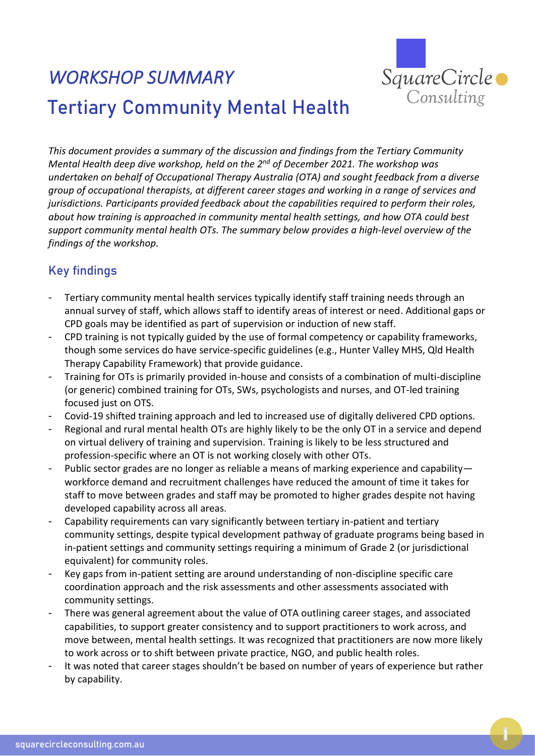# *WORKSHOP SUMMARY*

# Tertiary Community Mental Health

*This document provides a summary of the discussion and findings from the Tertiary Community Mental Health deep dive workshop, held on the 2nd of December 2021. The workshop was undertaken on behalf of Occupational Therapy Australia (OTA) and sought feedback from a diverse group of occupational therapists, at different career stages and working in a range of services and jurisdictions. Participants provided feedback about the capabilities required to perform their roles, about how training is approached in community mental health settings, and how OTA could best support community mental health OTs. The summary below provides a high-level overview of the findings of the workshop.*

## Key findings

- Tertiary community mental health services typically identify staff training needs through an annual survey of staff, which allows staff to identify areas of interest or need. Additional gaps or CPD goals may be identified as part of supervision or induction of new staff.
- CPD training is not typically guided by the use of formal competency or capability frameworks, though some services do have service-specific guidelines (e.g., Hunter Valley MHS, Qld Health Therapy Capability Framework) that provide guidance.
- Training for OTs is primarily provided in-house and consists of a combination of multi-discipline (or generic) combined training for OTs, SWs, psychologists and nurses, and OT-led training focused just on OTS.
- Covid-19 shifted training approach and led to increased use of digitally delivered CPD options.
- Regional and rural mental health OTs are highly likely to be the only OT in a service and depend on virtual delivery of training and supervision. Training is likely to be less structured and profession-specific where an OT is not working closely with other OTs.
- Public sector grades are no longer as reliable a means of marking experience and capability—workforce demand and recruitment challenges have reduced the amount of time it takes for staff to move between grades and staff may be promoted to higher grades despite not having developed capability across all areas.
- Capability requirements can vary significantly between tertiary in-patient and tertiary community settings, despite typical development pathway of graduate programs being based in in-patient settings and community settings requiring a minimum of Grade 2 (or jurisdictional equivalent) for community roles.
- Key gaps from in-patient setting are around understanding of non-discipline specific care coordination approach and the risk assessments and other assessments associated with community settings.
- There was general agreement about the value of OTA outlining career stages, and associated capabilities, to support greater consistency and to support practitioners to work across, and move between, mental health settings. It was recognized that practitioners are now more likely to work across or to shift between private practice, NGO, and public health roles.
- It was noted that career stages shouldn't be based on number of years of experience but rather by capability.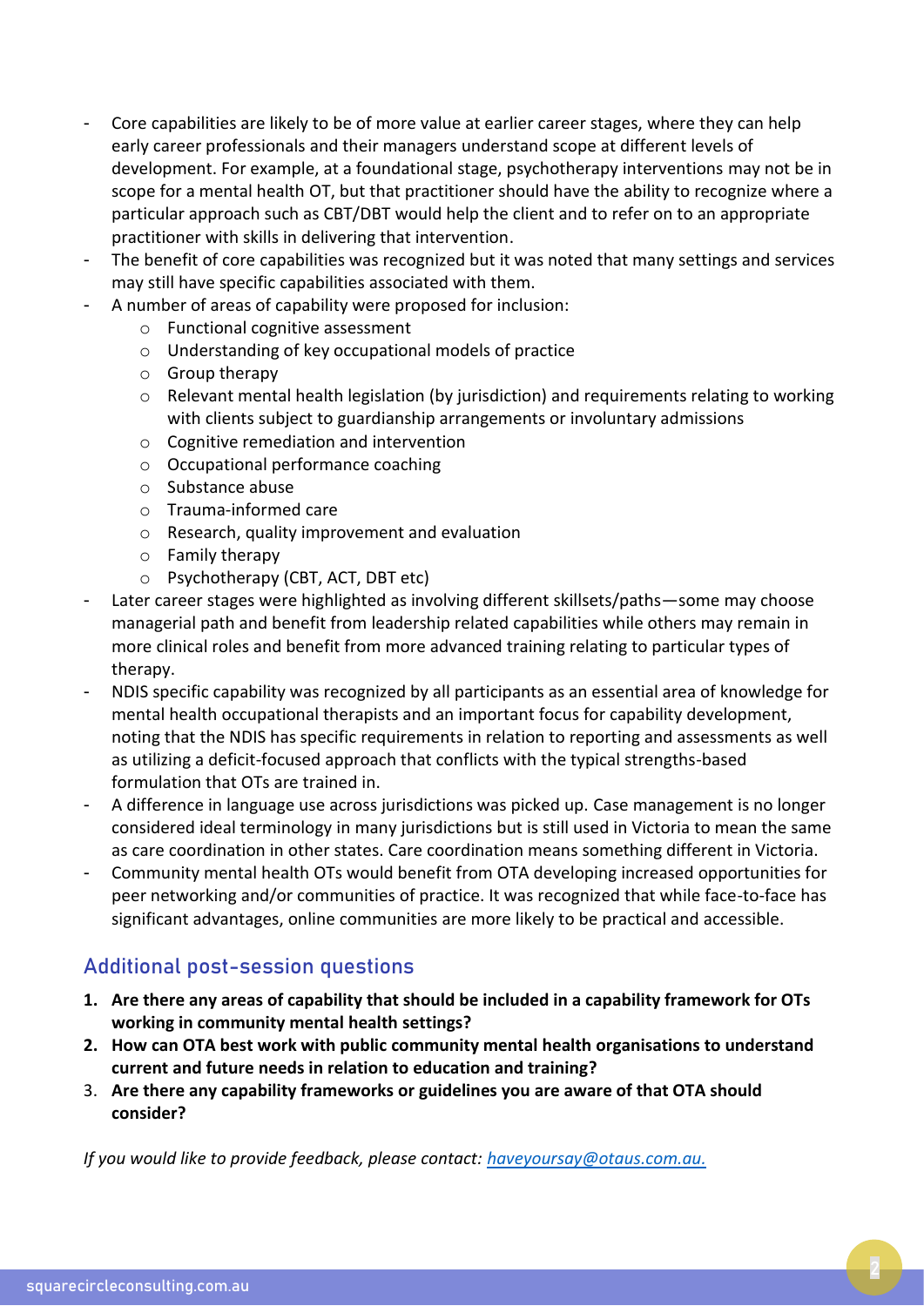- Core capabilities are likely to be of more value at earlier career stages, where they can help early career professionals and their managers understand scope at different levels of development. For example, at a foundational stage, psychotherapy interventions may not be in scope for a mental health OT, but that practitioner should have the ability to recognize where a particular approach such as CBT/DBT would help the client and to refer on to an appropriate practitioner with skills in delivering that intervention.
- The benefit of core capabilities was recognized but it was noted that many settings and services may still have specific capabilities associated with them.
- A number of areas of capability were proposed for inclusion:
  - Functional cognitive assessment
  - Understanding of key occupational models of practice
  - Group therapy
  - Relevant mental health legislation (by jurisdiction) and requirements relating to working with clients subject to guardianship arrangements or involuntary admissions
  - Cognitive remediation and intervention
  - Occupational performance coaching
  - Substance abuse
  - Trauma-informed care
  - Research, quality improvement and evaluation
  - Family therapy
  - Psychotherapy (CBT, ACT, DBT etc)
- Later career stages were highlighted as involving different skillsets/paths—some may choose managerial path and benefit from leadership related capabilities while others may remain in more clinical roles and benefit from more advanced training relating to particular types of therapy.
- NDIS specific capability was recognized by all participants as an essential area of knowledge for mental health occupational therapists and an important focus for capability development, noting that the NDIS has specific requirements in relation to reporting and assessments as well as utilizing a deficit-focused approach that conflicts with the typical strengths-based formulation that OTs are trained in.
- A difference in language use across jurisdictions was picked up. Case management is no longer considered ideal terminology in many jurisdictions but is still used in Victoria to mean the same as care coordination in other states. Care coordination means something different in Victoria.
- Community mental health OTs would benefit from OTA developing increased opportunities for peer networking and/or communities of practice. It was recognized that while face-to-face has significant advantages, online communities are more likely to be practical and accessible.

## Additional post-session questions

1. **Are there any areas of capability that should be included in a capability framework for OTs working in community mental health settings?**
2. **How can OTA best work with public community mental health organisations to understand current and future needs in relation to education and training?**
3. **Are there any capability frameworks or guidelines you are aware of that OTA should consider?**

*If you would like to provide feedback, please contact: haveyoursay@otaus.com.au.*